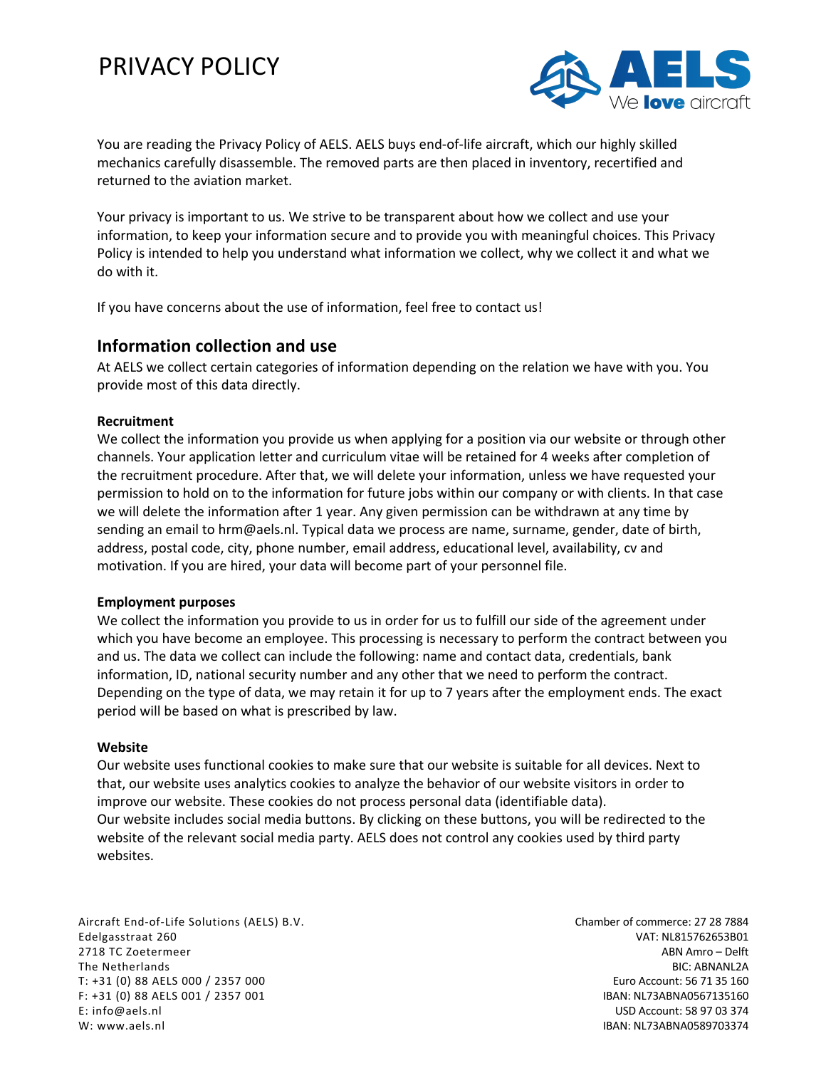# PRIVACY POLICY

You are reading the Privacy Policy of AELS. AELS buys end-of-life aircraft, which our highly skilled mechanics carefully disassemble. The removed parts are then placed in inventory, recertified and returned to the aviation market.

Your privacy is important to us. We strive to be transparent about how we collect and use your information, to keep your information secure and to provide you with meaningful choices. This Privacy Policy is intended to help you understand what information we collect, why we collect it and what we do with it.

If you have concerns about the use of information, feel free to contact us!

## Information collection and use

At AELS we collect certain categories of information depending on the relation we have with you. You provide most of this data directly.

**Recruitment**

We collect the information you provide us when applying for a position via our website or through other channels. Your application letter and curriculum vitae will be retained for 4 weeks after completion of the recruitment procedure. After that, we will delete your information, unless we have requested your permission to hold on to the information for future jobs within our company or with clients. In that case we will delete the information after 1 year. Any given permission can be withdrawn at any time by sending an email to hrm@aels.nl. Typical data we process are name, surname, gender, date of birth, address, postal code, city, phone number, email address, educational level, availability, cv and motivation. If you are hired, your data will become part of your personnel file.

**Employment purposes**

We collect the information you provide to us in order for us to fulfill our side of the agreement under which you have become an employee. This processing is necessary to perform the contract between you and us. The data we collect can include the following: name and contact data, credentials, bank information, ID, national security number and any other that we need to perform the contract. Depending on the type of data, we may retain it for up to 7 years after the employment ends. The exact period will be based on what is prescribed by law.

**Website**

Our website uses functional cookies to make sure that our website is suitable for all devices. Next to that, our website uses analytics cookies to analyze the behavior of our website visitors in order to improve our website. These cookies do not process personal data (identifiable data).
Our website includes social media buttons. By clicking on these buttons, you will be redirected to the website of the relevant social media party. AELS does not control any cookies used by third party websites.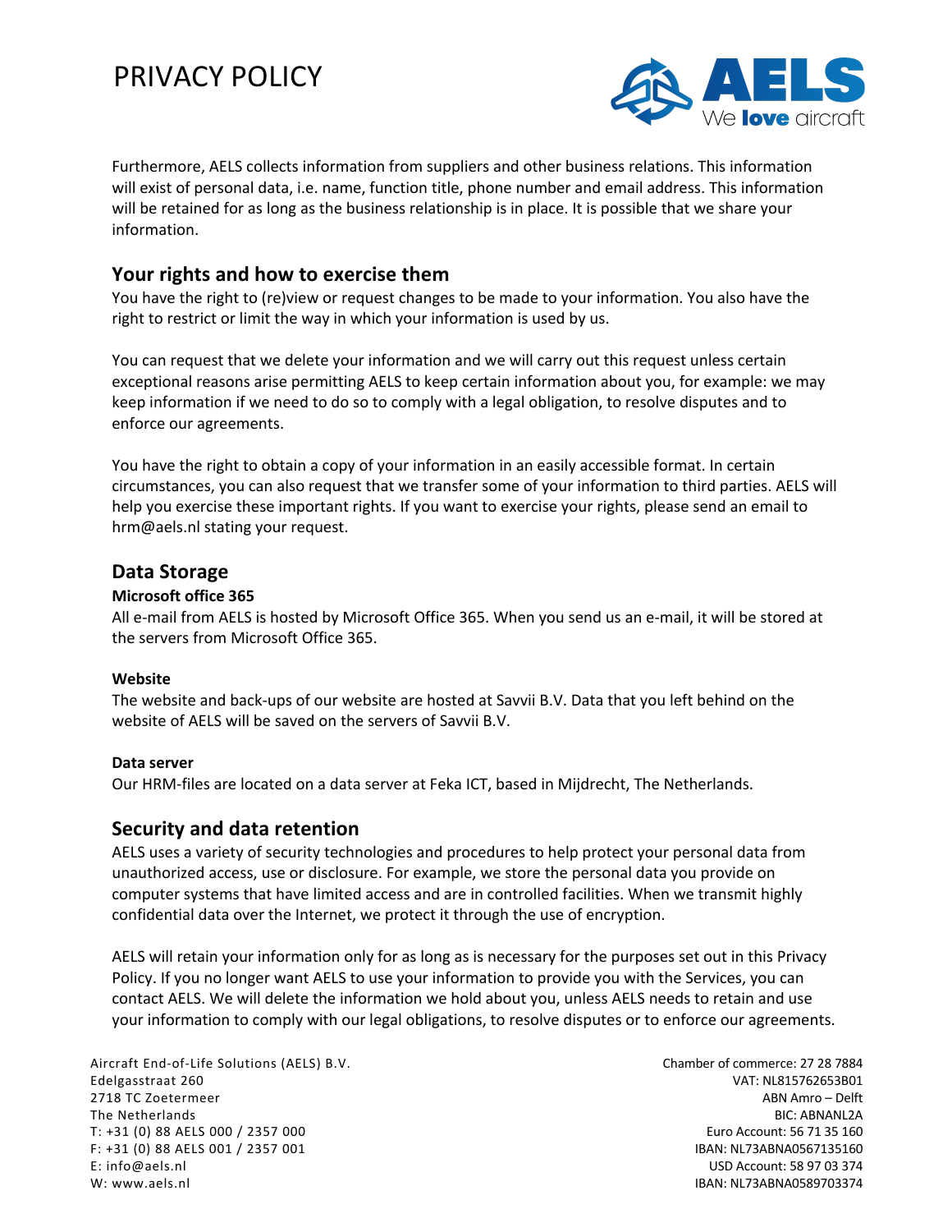Furthermore, AELS collects information from suppliers and other business relations. This information will exist of personal data, i.e. name, function title, phone number and email address. This information will be retained for as long as the business relationship is in place. It is possible that we share your information.

## Your rights and how to exercise them

You have the right to (re)view or request changes to be made to your information. You also have the right to restrict or limit the way in which your information is used by us.

You can request that we delete your information and we will carry out this request unless certain exceptional reasons arise permitting AELS to keep certain information about you, for example: we may keep information if we need to do so to comply with a legal obligation, to resolve disputes and to enforce our agreements.

You have the right to obtain a copy of your information in an easily accessible format. In certain circumstances, you can also request that we transfer some of your information to third parties. AELS will help you exercise these important rights. If you want to exercise your rights, please send an email to hrm@aels.nl stating your request.

## Data Storage

**Microsoft office 365**

All e-mail from AELS is hosted by Microsoft Office 365. When you send us an e-mail, it will be stored at the servers from Microsoft Office 365.

**Website**

The website and back-ups of our website are hosted at Savvii B.V. Data that you left behind on the website of AELS will be saved on the servers of Savvii B.V.

**Data server**

Our HRM-files are located on a data server at Feka ICT, based in Mijdrecht, The Netherlands.

## Security and data retention

AELS uses a variety of security technologies and procedures to help protect your personal data from unauthorized access, use or disclosure. For example, we store the personal data you provide on computer systems that have limited access and are in controlled facilities. When we transmit highly confidential data over the Internet, we protect it through the use of encryption.

AELS will retain your information only for as long as is necessary for the purposes set out in this Privacy Policy. If you no longer want AELS to use your information to provide you with the Services, you can contact AELS. We will delete the information we hold about you, unless AELS needs to retain and use your information to comply with our legal obligations, to resolve disputes or to enforce our agreements.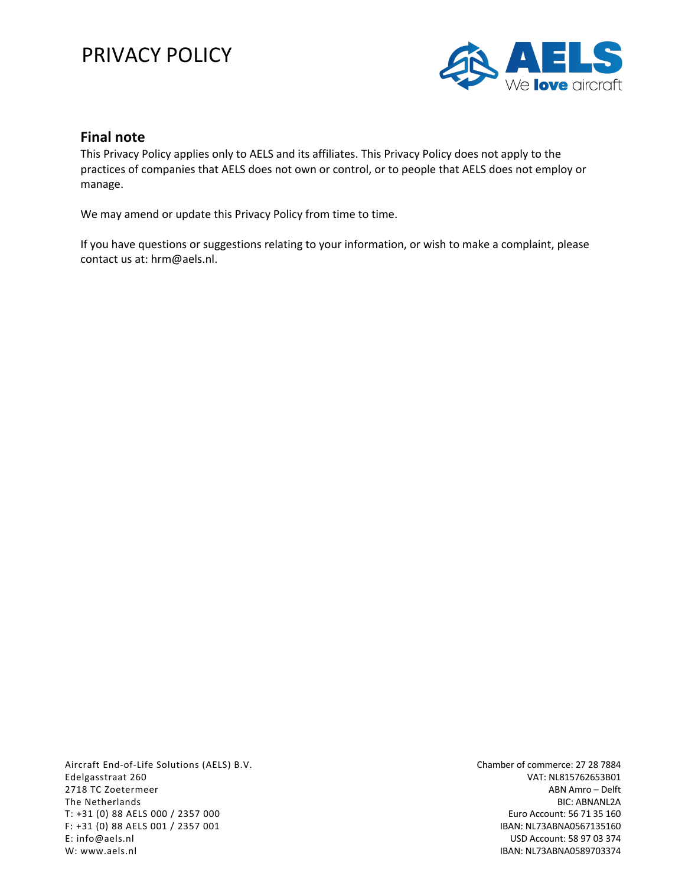## Final note

This Privacy Policy applies only to AELS and its affiliates. This Privacy Policy does not apply to the practices of companies that AELS does not own or control, or to people that AELS does not employ or manage.

We may amend or update this Privacy Policy from time to time.

If you have questions or suggestions relating to your information, or wish to make a complaint, please contact us at: hrm@aels.nl.